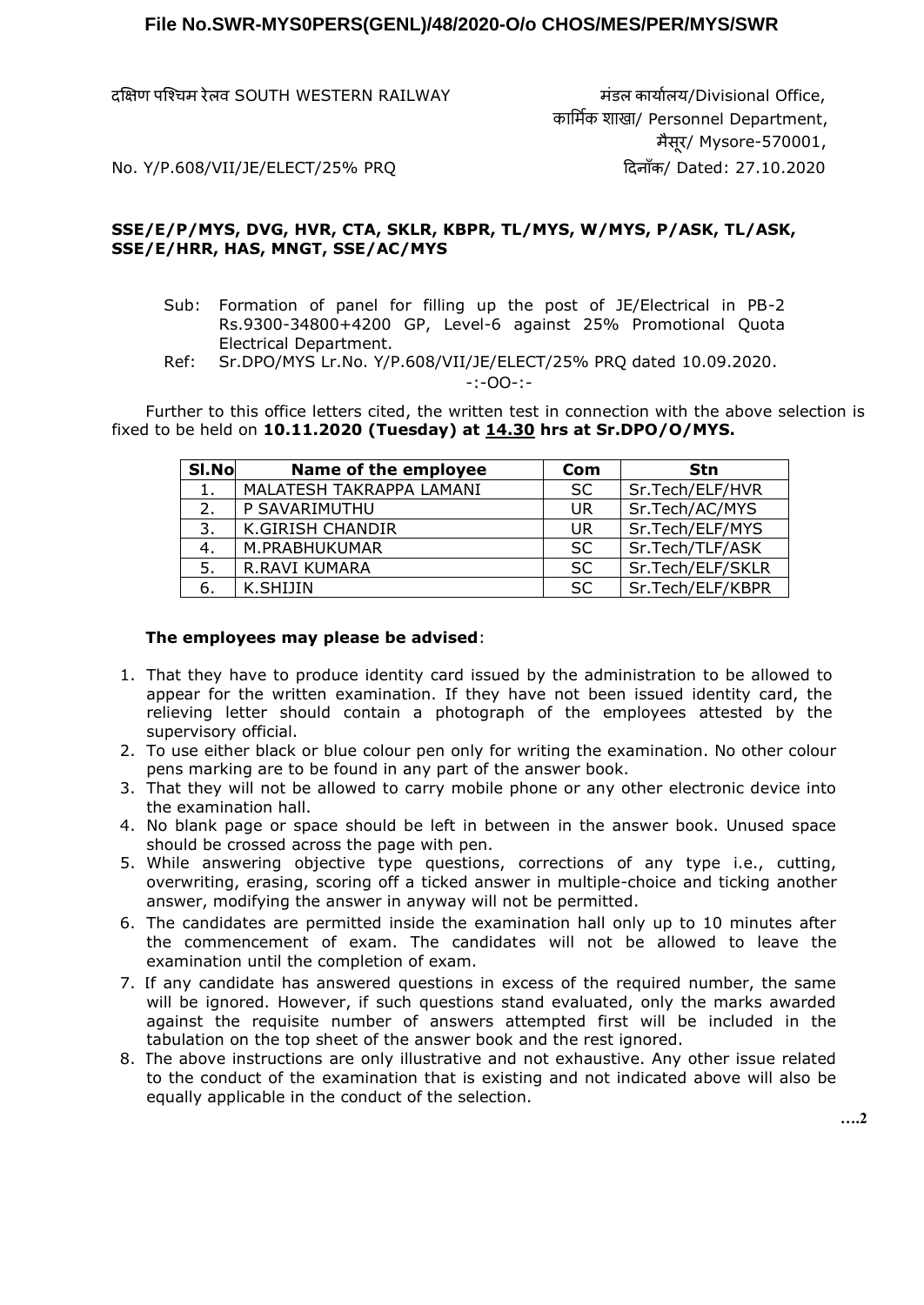File No.SWR-MYS0PERS(GENL)/48/2020-O/o CHOS/MES/PER/MYS/SWR

दक्षिण पश्चिम रेलव SOUTH WESTERN RAILWAY

मंडल कार्यालय/Divisional Office,
कार्मिक शाखा/ Personnel Department,
मैसूर/ Mysore-570001,
दिनाँक/ Dated: 27.10.2020

No. Y/P.608/VII/JE/ELECT/25% PRQ

**SSE/E/P/MYS, DVG, HVR, CTA, SKLR, KBPR, TL/MYS, W/MYS, P/ASK, TL/ASK, SSE/E/HRR, HAS, MNGT, SSE/AC/MYS**

Sub: Formation of panel for filling up the post of JE/Electrical in PB-2 Rs.9300-34800+4200 GP, Level-6 against 25% Promotional Quota Electrical Department.

Ref: Sr.DPO/MYS Lr.No. Y/P.608/VII/JE/ELECT/25% PRQ dated 10.09.2020.

-:-OO-:-

Further to this office letters cited, the written test in connection with the above selection is fixed to be held on **10.11.2020 (Tuesday) at <u>14.30</u> hrs at Sr.DPO/O/MYS.**

| Sl.No | Name of the employee | Com | Stn |
|---|---|---|---|
| 1. | MALATESH TAKRAPPA LAMANI | SC | Sr.Tech/ELF/HVR |
| 2. | P SAVARIMUTHU | UR | Sr.Tech/AC/MYS |
| 3. | K.GIRISH CHANDIR | UR | Sr.Tech/ELF/MYS |
| 4. | M.PRABHUKUMAR | SC | Sr.Tech/TLF/ASK |
| 5. | R.RAVI KUMARA | SC | Sr.Tech/ELF/SKLR |
| 6. | K.SHIJIN | SC | Sr.Tech/ELF/KBPR |

**The employees may please be advised**:

1. That they have to produce identity card issued by the administration to be allowed to appear for the written examination. If they have not been issued identity card, the relieving letter should contain a photograph of the employees attested by the supervisory official.
2. To use either black or blue colour pen only for writing the examination. No other colour pens marking are to be found in any part of the answer book.
3. That they will not be allowed to carry mobile phone or any other electronic device into the examination hall.
4. No blank page or space should be left in between in the answer book. Unused space should be crossed across the page with pen.
5. While answering objective type questions, corrections of any type i.e., cutting, overwriting, erasing, scoring off a ticked answer in multiple-choice and ticking another answer, modifying the answer in anyway will not be permitted.
6. The candidates are permitted inside the examination hall only up to 10 minutes after the commencement of exam. The candidates will not be allowed to leave the examination until the completion of exam.
7. If any candidate has answered questions in excess of the required number, the same will be ignored. However, if such questions stand evaluated, only the marks awarded against the requisite number of answers attempted first will be included in the tabulation on the top sheet of the answer book and the rest ignored.
8. The above instructions are only illustrative and not exhaustive. Any other issue related to the conduct of the examination that is existing and not indicated above will also be equally applicable in the conduct of the selection.

....2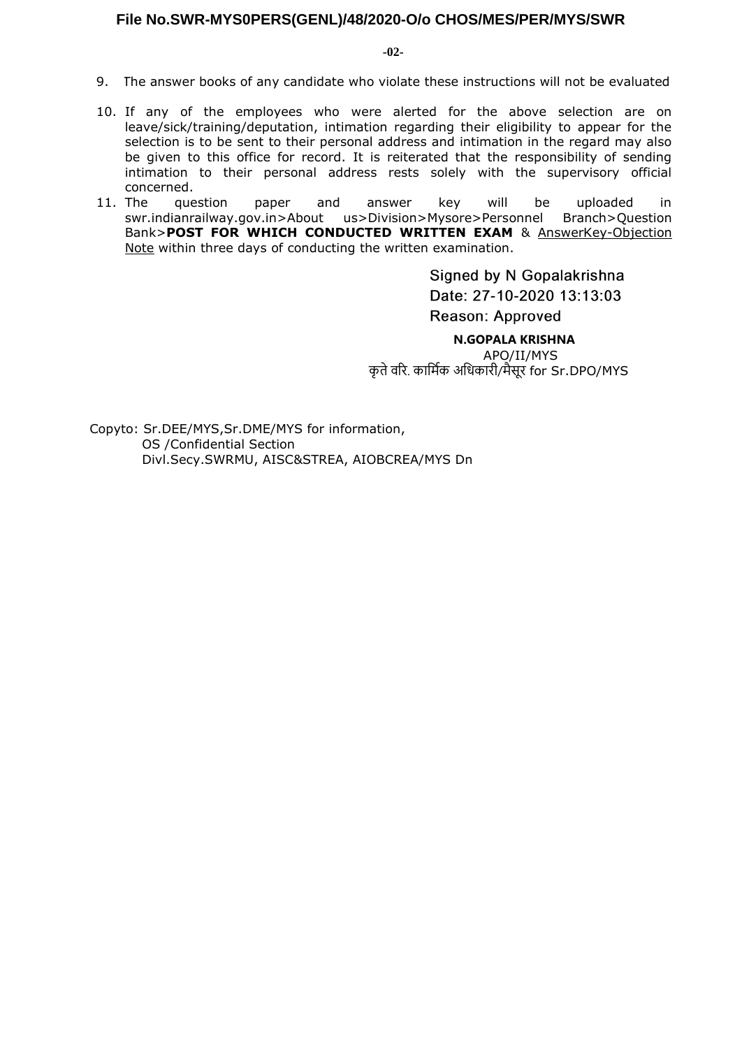9. The answer books of any candidate who violate these instructions will not be evaluated

10. If any of the employees who were alerted for the above selection are on leave/sick/training/deputation, intimation regarding their eligibility to appear for the selection is to be sent to their personal address and intimation in the regard may also be given to this office for record. It is reiterated that the responsibility of sending intimation to their personal address rests solely with the supervisory official concerned.
11. The question paper and answer key will be uploaded in swr.indianrailway.gov.in>About us>Division>Mysore>Personnel Branch>Question Bank>**POST FOR WHICH CONDUCTED WRITTEN EXAM** & AnswerKey-Objection Note within three days of conducting the written examination.

Signed by N Gopalakrishna
Date: 27-10-2020 13:13:03
Reason: Approved

**N.GOPALA KRISHNA**
APO/II/MYS
कृते वरि. कार्मिक अधिकारी/मैसूर for Sr.DPO/MYS

Copyto: Sr.DEE/MYS,Sr.DME/MYS for information,
OS /Confidential Section
Divl.Secy.SWRMU, AISC&STREA, AIOBCREA/MYS Dn